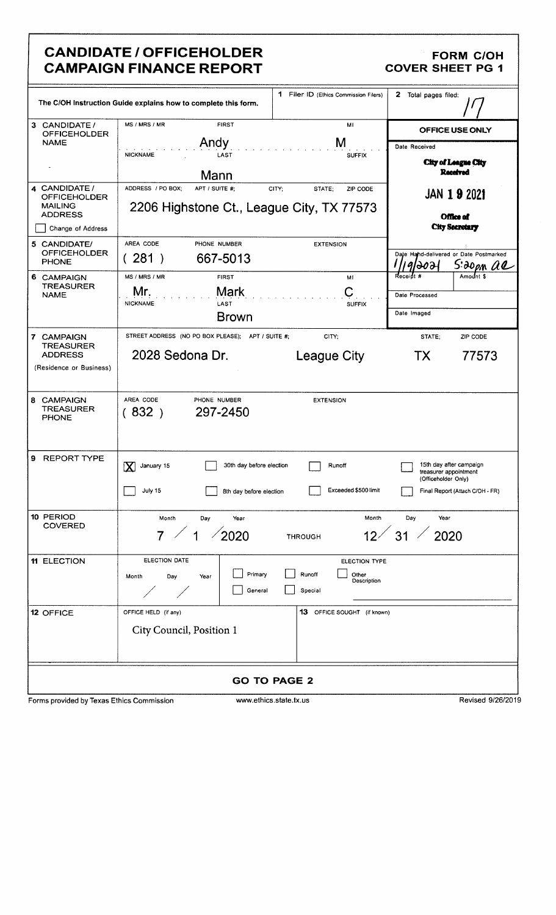# CANDIDATE / OFFICEHOLDER CAMPAIGN FINANCE REPORT

## FORM C/OH COVER SHEET PG 1

| The C/OH Instruction Guide explains how to complete this form. | | 1 Filer ID (Ethics Commission Filers) | 2 Total pages filed: 17 |
|---|---|---|---|
| 3 CANDIDATE / OFFICEHOLDER NAME | MS / MRS / MR: FIRST: Andy MI: M NICKNAME: LAST: Mann SUFFIX: | | OFFICE USE ONLY<br>Date Received<br>City of League City Received<br>JAN 19 2021<br>Office of City Secretary |
| 4 CANDIDATE / OFFICEHOLDER MAILING ADDRESS ☐ Change of Address | ADDRESS / PO BOX; APT / SUITE #; CITY; STATE; ZIP CODE<br>2206 Highstone Ct., League City, TX 77573 | | |
| 5 CANDIDATE/ OFFICEHOLDER PHONE | AREA CODE (281) PHONE NUMBER 667-5013 | EXTENSION | Date Hand-delivered or Date Postmarked 1/19/2021 5:20pm ae |
| 6 CAMPAIGN TREASURER NAME | MS / MRS / MR: Mr. FIRST: Mark MI: C NICKNAME: LAST: Brown SUFFIX: | | Receipt # Amount $<br>Date Processed<br>Date Imaged |
| 7 CAMPAIGN TREASURER ADDRESS (Residence or Business) | STREET ADDRESS (NO PO BOX PLEASE); APT / SUITE #: 2028 Sedona Dr. | CITY: League City | STATE: TX ZIP CODE: 77573 |
| 8 CAMPAIGN TREASURER PHONE | AREA CODE (832) PHONE NUMBER 297-2450 | EXTENSION | |

| 9 REPORT TYPE | | | |
|---|---|---|---|
| ☒ January 15 | ☐ 30th day before election | ☐ Runoff | ☐ 15th day after campaign treasurer appointment (Officeholder Only) |
| ☐ July 15 | ☐ 8th day before election | ☐ Exceeded $500 limit | ☐ Final Report (Attach C/OH - FR) |

**10 PERIOD COVERED:** Month 7 / Day 1 / Year 2020 THROUGH Month 12 / Day 31 / Year 2020

**11 ELECTION:** ELECTION DATE Month / Day / Year — ☐ Primary ☐ General ☐ Runoff ☐ Special — ELECTION TYPE ☐ Other Description

**12 OFFICE:** OFFICE HELD (if any): City Council, Position 1

**13 OFFICE SOUGHT (if known):**

**GO TO PAGE 2**

Forms provided by Texas Ethics Commission — www.ethics.state.tx.us — Revised 9/26/2019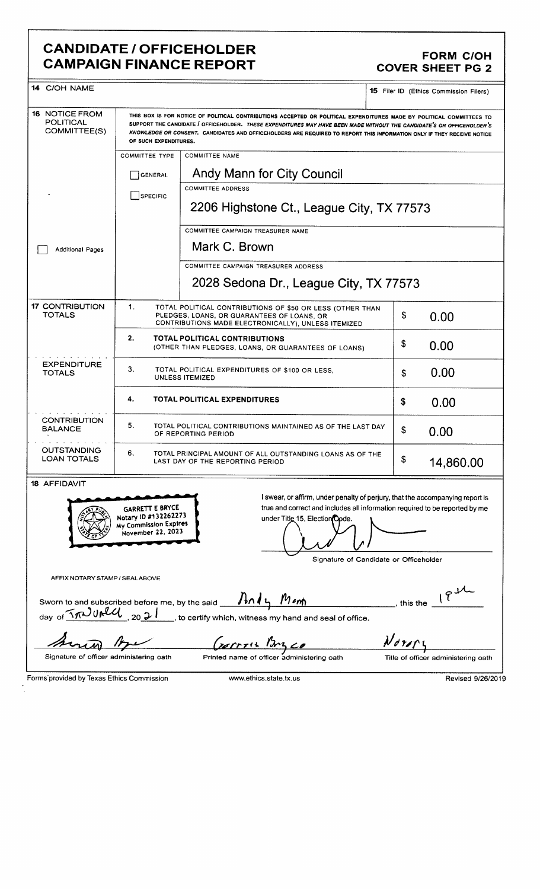# CANDIDATE / OFFICEHOLDER CAMPAIGN FINANCE REPORT

## FORM C/OH COVER SHEET PG 2

**14** C/OH NAME

**15** Filer ID (Ethics Commission Filers)

**16** NOTICE FROM POLITICAL COMMITTEE(S)

THIS BOX IS FOR NOTICE OF POLITICAL CONTRIBUTIONS ACCEPTED OR POLITICAL EXPENDITURES MADE BY POLITICAL COMMITTEES TO SUPPORT THE CANDIDATE / OFFICEHOLDER. *THESE EXPENDITURES MAY HAVE BEEN MADE WITHOUT THE CANDIDATE'S OR OFFICEHOLDER'S KNOWLEDGE OR CONSENT.* CANDIDATES AND OFFICEHOLDERS ARE REQUIRED TO REPORT THIS INFORMATION ONLY IF THEY RECEIVE NOTICE OF SUCH EXPENDITURES.

| COMMITTEE TYPE | |
|---|---|
| ☐ GENERAL | COMMITTEE NAME: Andy Mann for City Council |
| ☐ SPECIFIC | COMMITTEE ADDRESS: 2206 Highstone Ct., League City, TX 77573 |
| | COMMITTEE CAMPAIGN TREASURER NAME: Mark C. Brown |
| | COMMITTEE CAMPAIGN TREASURER ADDRESS: 2028 Sedona Dr., League City, TX 77573 |

☐ Additional Pages

| | | | |
|---|---|---|---|
| **17** CONTRIBUTION TOTALS | 1. | TOTAL POLITICAL CONTRIBUTIONS OF $50 OR LESS (OTHER THAN PLEDGES, LOANS, OR GUARANTEES OF LOANS, OR CONTRIBUTIONS MADE ELECTRONICALLY), UNLESS ITEMIZED | $ 0.00 |
| | 2. | **TOTAL POLITICAL CONTRIBUTIONS** (OTHER THAN PLEDGES, LOANS, OR GUARANTEES OF LOANS) | $ 0.00 |
| EXPENDITURE TOTALS | 3. | TOTAL POLITICAL EXPENDITURES OF $100 OR LESS, UNLESS ITEMIZED | $ 0.00 |
| | 4. | **TOTAL POLITICAL EXPENDITURES** | $ 0.00 |
| CONTRIBUTION BALANCE | 5. | TOTAL POLITICAL CONTRIBUTIONS MAINTAINED AS OF THE LAST DAY OF REPORTING PERIOD | $ 0.00 |
| OUTSTANDING LOAN TOTALS | 6. | TOTAL PRINCIPAL AMOUNT OF ALL OUTSTANDING LOANS AS OF THE LAST DAY OF THE REPORTING PERIOD | $ 14,860.00 |

**18** AFFIDAVIT

GARRETT E BRYCE
Notary ID #132262273
My Commission Expires
November 22, 2023

I swear, or affirm, under penalty of perjury, that the accompanying report is true and correct and includes all information required to be reported by me under Title 15, Election Code.

Signature of Candidate or Officeholder

AFFIX NOTARY STAMP / SEAL ABOVE

Sworn to and subscribed before me, by the said Andy Mann, this the 18th day of January, 2021, to certify which, witness my hand and seal of office.

| Signature of officer administering oath | Garrett Bryce — Printed name of officer administering oath | Notary — Title of officer administering oath |
|---|---|---|

Forms provided by Texas Ethics Commission www.ethics.state.tx.us Revised 9/26/2019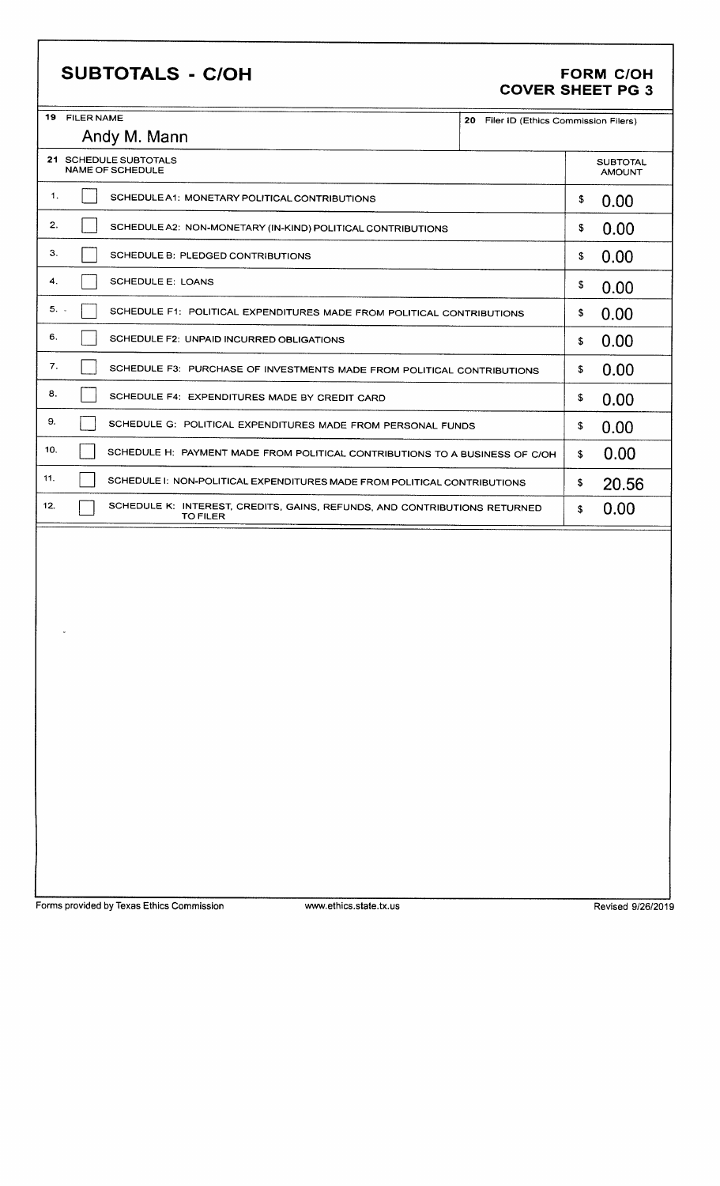# SUBTOTALS - C/OH

**FORM C/OH**
**COVER SHEET PG 3**

| 19 FILER NAME | 20 Filer ID (Ethics Commission Filers) |
|---|---|
| Andy M. Mann | |

| 21 SCHEDULE SUBTOTALS NAME OF SCHEDULE | | SUBTOTAL AMOUNT |
|---|---|---|
| 1. | SCHEDULE A1: MONETARY POLITICAL CONTRIBUTIONS | $ 0.00 |
| 2. | SCHEDULE A2: NON-MONETARY (IN-KIND) POLITICAL CONTRIBUTIONS | $ 0.00 |
| 3. | SCHEDULE B: PLEDGED CONTRIBUTIONS | $ 0.00 |
| 4. | SCHEDULE E: LOANS | $ 0.00 |
| 5. | SCHEDULE F1: POLITICAL EXPENDITURES MADE FROM POLITICAL CONTRIBUTIONS | $ 0.00 |
| 6. | SCHEDULE F2: UNPAID INCURRED OBLIGATIONS | $ 0.00 |
| 7. | SCHEDULE F3: PURCHASE OF INVESTMENTS MADE FROM POLITICAL CONTRIBUTIONS | $ 0.00 |
| 8. | SCHEDULE F4: EXPENDITURES MADE BY CREDIT CARD | $ 0.00 |
| 9. | SCHEDULE G: POLITICAL EXPENDITURES MADE FROM PERSONAL FUNDS | $ 0.00 |
| 10. | SCHEDULE H: PAYMENT MADE FROM POLITICAL CONTRIBUTIONS TO A BUSINESS OF C/OH | $ 0.00 |
| 11. | SCHEDULE I: NON-POLITICAL EXPENDITURES MADE FROM POLITICAL CONTRIBUTIONS | $ 20.56 |
| 12. | SCHEDULE K: INTEREST, CREDITS, GAINS, REFUNDS, AND CONTRIBUTIONS RETURNED TO FILER | $ 0.00 |

Forms provided by Texas Ethics Commission www.ethics.state.tx.us Revised 9/26/2019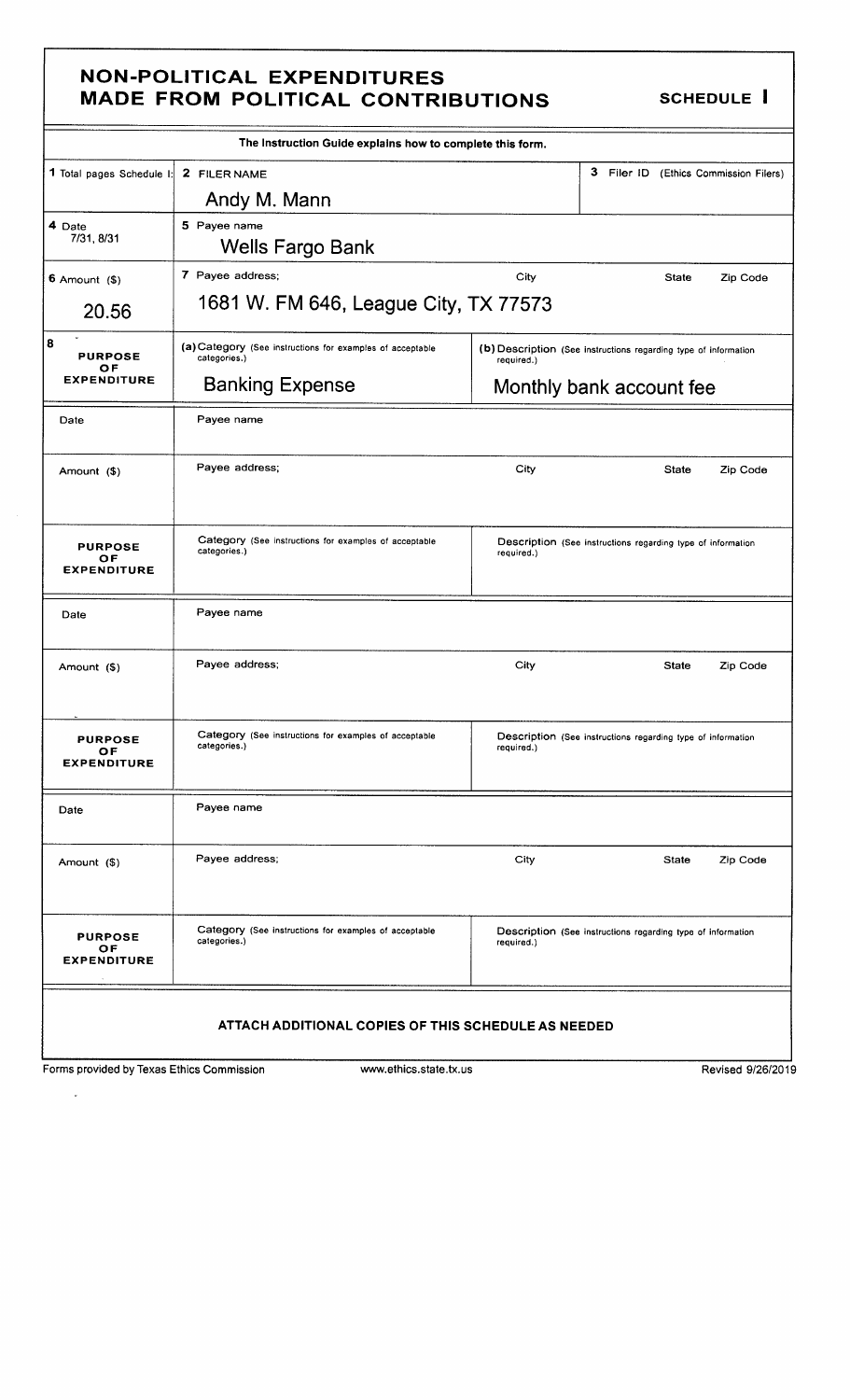# NON-POLITICAL EXPENDITURES MADE FROM POLITICAL CONTRIBUTIONS

**SCHEDULE I**

The Instruction Guide explains how to complete this form.

| | | | |
|---|---|---|---|
| 1 Total pages Schedule I: | 2 FILER NAME<br>Andy M. Mann | | 3 Filer ID (Ethics Commission Filers) |
| 4 Date<br>7/31, 8/31 | 5 Payee name<br>Wells Fargo Bank | | |
| 6 Amount ($)<br>20.56 | 7 Payee address; City State Zip Code<br>1681 W. FM 646, League City, TX 77573 | | |
| 8 PURPOSE OF EXPENDITURE | (a) Category (See instructions for examples of acceptable categories.)<br>Banking Expense | (b) Description (See instructions regarding type of information required.)<br>Monthly bank account fee | |
| Date | Payee name | | |
| Amount ($) | Payee address; | City | State Zip Code |
| PURPOSE OF EXPENDITURE | Category (See instructions for examples of acceptable categories.) | Description (See instructions regarding type of information required.) | |
| Date | Payee name | | |
| Amount ($) | Payee address; | City | State Zip Code |
| PURPOSE OF EXPENDITURE | Category (See instructions for examples of acceptable categories.) | Description (See instructions regarding type of information required.) | |
| Date | Payee name | | |
| Amount ($) | Payee address; | City | State Zip Code |
| PURPOSE OF EXPENDITURE | Category (See instructions for examples of acceptable categories.) | Description (See instructions regarding type of information required.) | |

**ATTACH ADDITIONAL COPIES OF THIS SCHEDULE AS NEEDED**

Forms provided by Texas Ethics Commission www.ethics.state.tx.us Revised 9/26/2019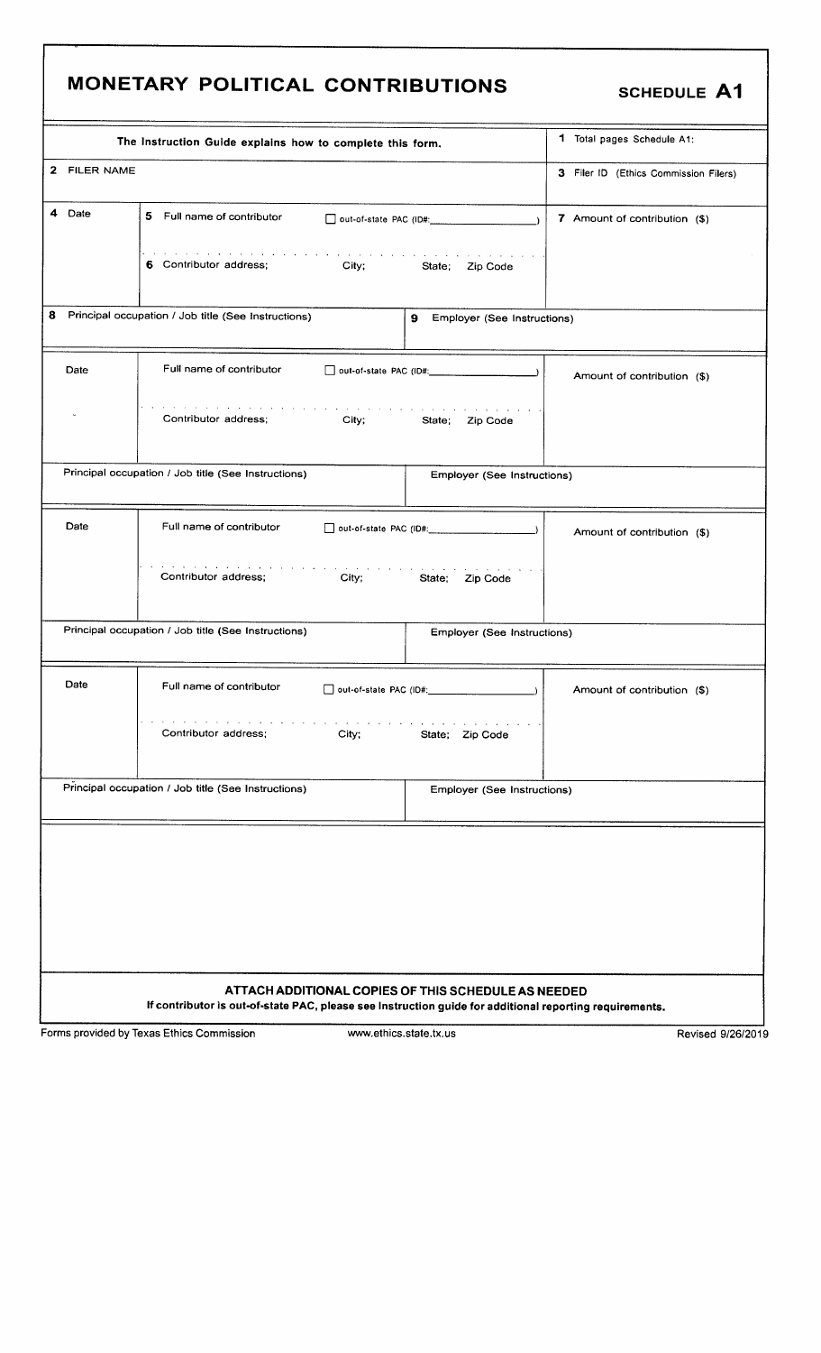# MONETARY POLITICAL CONTRIBUTIONS

**SCHEDULE A1**

| The Instruction Guide explains how to complete this form. | | 1 Total pages Schedule A1: |
|---|---|---|
| 2 FILER NAME | | 3 Filer ID (Ethics Commission Filers) |
| 4 Date | 5 Full name of contributor ☐ out-of-state PAC (ID#:\_\_\_\_\_\_\_\_\_\_\_\_\_\_\_\_)<br>6 Contributor address; City; State; Zip Code | 7 Amount of contribution ($) |
| 8 Principal occupation / Job title (See Instructions) | 9 Employer (See Instructions) | |
| Date | Full name of contributor ☐ out-of-state PAC (ID#:\_\_\_\_\_\_\_\_\_\_\_\_\_\_\_\_)<br>Contributor address; City; State; Zip Code | Amount of contribution ($) |
| Principal occupation / Job title (See Instructions) | Employer (See Instructions) | |
| Date | Full name of contributor ☐ out-of-state PAC (ID#:\_\_\_\_\_\_\_\_\_\_\_\_\_\_\_\_)<br>Contributor address; City; State; Zip Code | Amount of contribution ($) |
| Principal occupation / Job title (See Instructions) | Employer (See Instructions) | |
| Date | Full name of contributor ☐ out-of-state PAC (ID#:\_\_\_\_\_\_\_\_\_\_\_\_\_\_\_\_)<br>Contributor address; City; State; Zip Code | Amount of contribution ($) |
| Principal occupation / Job title (See Instructions) | Employer (See Instructions) | |

**ATTACH ADDITIONAL COPIES OF THIS SCHEDULE AS NEEDED**

**If contributor is out-of-state PAC, please see instruction guide for additional reporting requirements.**

Forms provided by Texas Ethics Commission www.ethics.state.tx.us Revised 9/26/2019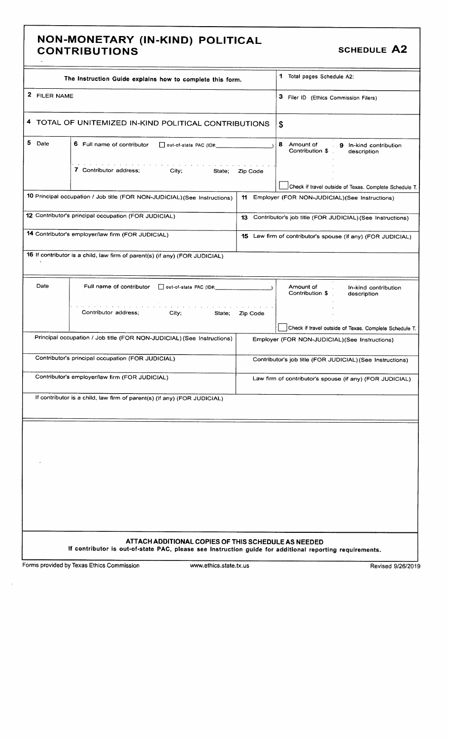# NON-MONETARY (IN-KIND) POLITICAL CONTRIBUTIONS

## SCHEDULE A2

| The Instruction Guide explains how to complete this form. | 1 Total pages Schedule A2: |
|---|---|
| 2 FILER NAME | 3 Filer ID (Ethics Commission Filers) |
| 4 TOTAL OF UNITEMIZED IN-KIND POLITICAL CONTRIBUTIONS | $ |

| 5 Date | 6 Full name of contributor ☐ out-of-state PAC (ID#: ) <br> 7 Contributor address; City; State; Zip Code | 8 Amount of Contribution $ | 9 In-kind contribution description <br> ☐ Check if travel outside of Texas. Complete Schedule T. |
|---|---|---|---|
| 10 Principal occupation / Job title (FOR NON-JUDICIAL)(See Instructions) | | 11 Employer (FOR NON-JUDICIAL)(See Instructions) | |
| 12 Contributor's principal occupation (FOR JUDICIAL) | | 13 Contributor's job title (FOR JUDICIAL)(See Instructions) | |
| 14 Contributor's employer/law firm (FOR JUDICIAL) | | 15 Law firm of contributor's spouse (if any) (FOR JUDICIAL) | |
| 16 If contributor is a child, law firm of parent(s) (if any) (FOR JUDICIAL) | | | |

| Date | Full name of contributor ☐ out-of-state PAC (ID#: ) <br> Contributor address; City; State; Zip Code | Amount of Contribution $ | In-kind contribution description <br> ☐ Check if travel outside of Texas. Complete Schedule T. |
|---|---|---|---|
| Principal occupation / Job title (FOR NON-JUDICIAL)(See Instructions) | | Employer (FOR NON-JUDICIAL)(See Instructions) | |
| Contributor's principal occupation (FOR JUDICIAL) | | Contributor's job title (FOR JUDICIAL)(See Instructions) | |
| Contributor's employer/law firm (FOR JUDICIAL) | | Law firm of contributor's spouse (if any) (FOR JUDICIAL) | |
| If contributor is a child, law firm of parent(s) (if any) (FOR JUDICIAL) | | | |

**ATTACH ADDITIONAL COPIES OF THIS SCHEDULE AS NEEDED**

**If contributor is out-of-state PAC, please see Instruction guide for additional reporting requirements.**

Forms provided by Texas Ethics Commission www.ethics.state.tx.us Revised 9/26/2019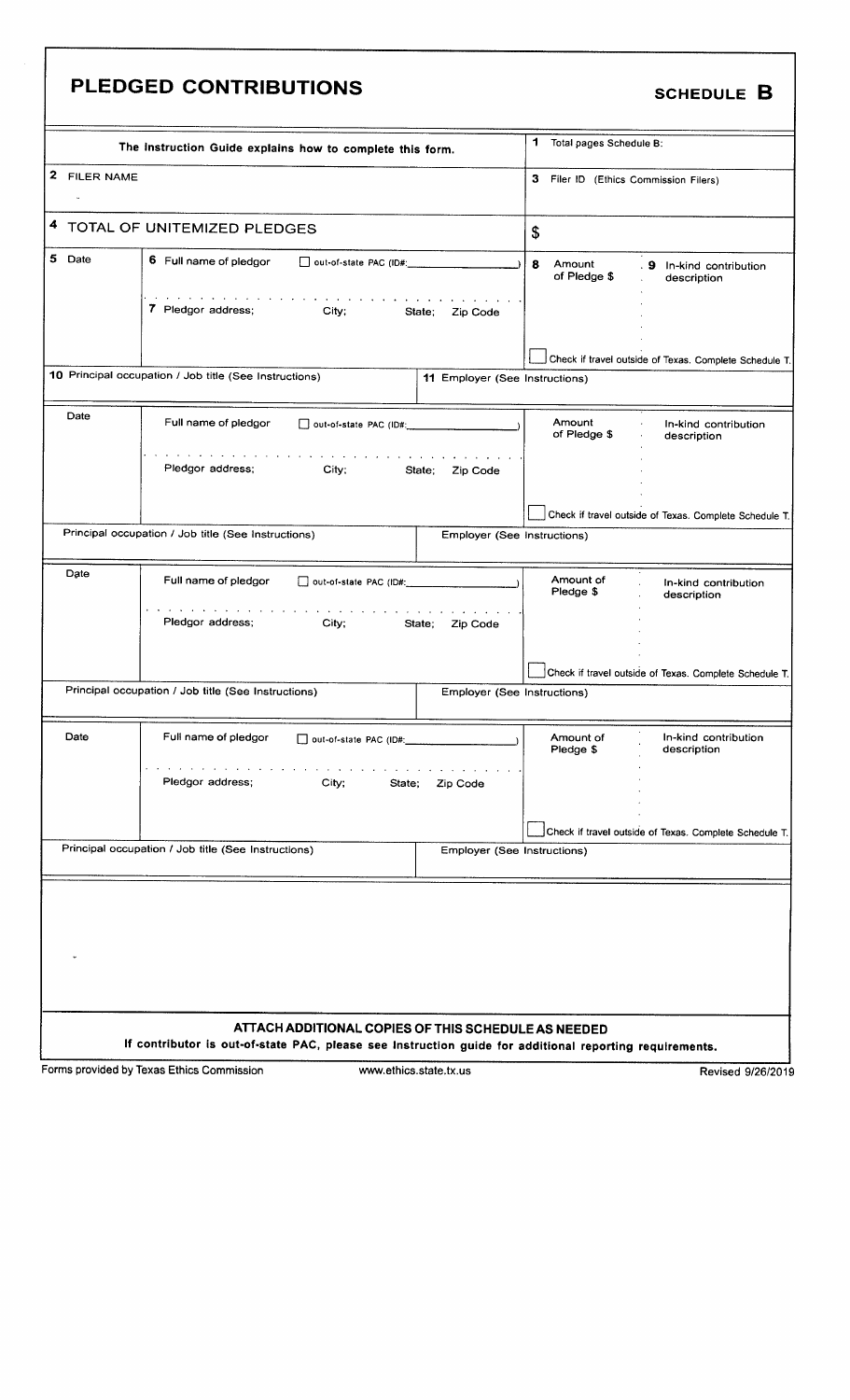# PLEDGED CONTRIBUTIONS

## SCHEDULE B

| The Instruction Guide explains how to complete this form. | 1 Total pages Schedule B: |
|---|---|
| 2 FILER NAME | 3 Filer ID (Ethics Commission Filers) |
| 4 TOTAL OF UNITEMIZED PLEDGES | $ |

| 5 Date | 6 Full name of pledgor ☐ out-of-state PAC (ID#: ) | 8 Amount of Pledge $ | 9 In-kind contribution description |
|---|---|---|---|
| | 7 Pledgor address; City; State; Zip Code | ☐ Check if travel outside of Texas. Complete Schedule T. | |
| 10 Principal occupation / Job title (See Instructions) | 11 Employer (See Instructions) | | |

| Date | Full name of pledgor ☐ out-of-state PAC (ID#: ) | Amount of Pledge $ | In-kind contribution description |
|---|---|---|---|
| | Pledgor address; City; State; Zip Code | ☐ Check if travel outside of Texas. Complete Schedule T. | |
| Principal occupation / Job title (See Instructions) | Employer (See Instructions) | | |

| Date | Full name of pledgor ☐ out-of-state PAC (ID#: ) | Amount of Pledge $ | In-kind contribution description |
|---|---|---|---|
| | Pledgor address; City; State; Zip Code | ☐ Check if travel outside of Texas. Complete Schedule T. | |
| Principal occupation / Job title (See Instructions) | Employer (See Instructions) | | |

| Date | Full name of pledgor ☐ out-of-state PAC (ID#: ) | Amount of Pledge $ | In-kind contribution description |
|---|---|---|---|
| | Pledgor address; City; State; Zip Code | ☐ Check if travel outside of Texas. Complete Schedule T. | |
| Principal occupation / Job title (See Instructions) | Employer (See Instructions) | | |

**ATTACH ADDITIONAL COPIES OF THIS SCHEDULE AS NEEDED**

**If contributor is out-of-state PAC, please see Instruction guide for additional reporting requirements.**

Forms provided by Texas Ethics Commission | www.ethics.state.tx.us | Revised 9/26/2019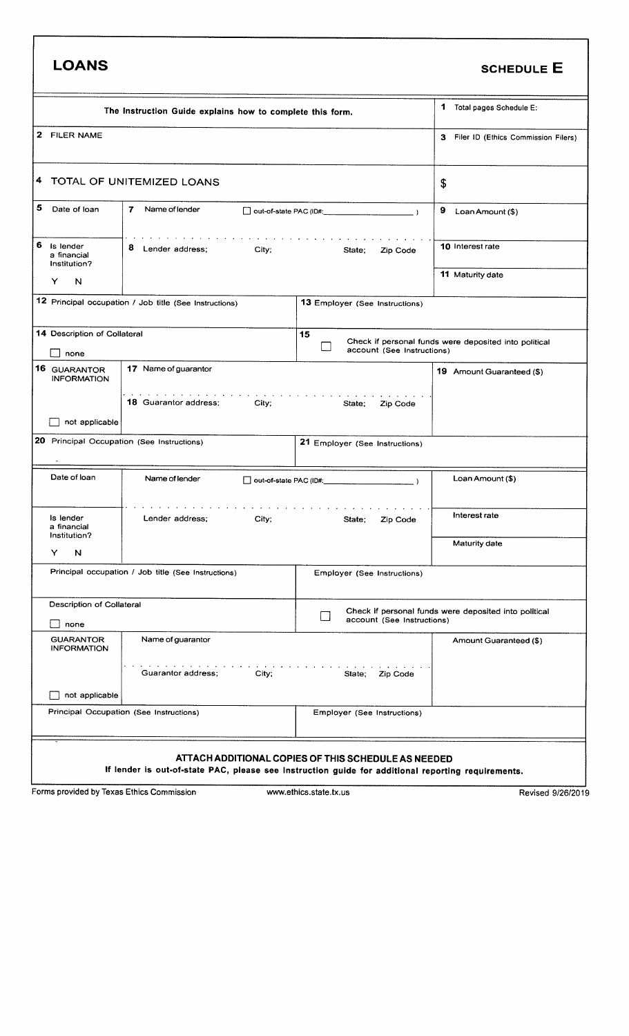# LOANS

## SCHEDULE E

| The Instruction Guide explains how to complete this form. | | 1 Total pages Schedule E: |
|---|---|---|
| 2 FILER NAME | | 3 Filer ID (Ethics Commission Filers) |
| 4 TOTAL OF UNITEMIZED LOANS | | $ |

| 5 Date of loan | 7 Name of lender ☐ out-of-state PAC (ID#: ) | 9 Loan Amount ($) |
|---|---|---|
| 6 Is lender a financial institution? Y N | 8 Lender address; City; State; Zip Code | 10 Interest rate |
| | | 11 Maturity date |
| 12 Principal occupation / Job title (See Instructions) | 13 Employer (See Instructions) | |
| 14 Description of Collateral ☐ none | 15 ☐ Check if personal funds were deposited into political account (See Instructions) | |
| 16 GUARANTOR INFORMATION ☐ not applicable | 17 Name of guarantor | 19 Amount Guaranteed ($) |
| | 18 Guarantor address; City; State; Zip Code | |
| 20 Principal Occupation (See Instructions) | 21 Employer (See Instructions) | |

| Date of loan | Name of lender ☐ out-of-state PAC (ID#: ) | Loan Amount ($) |
|---|---|---|
| Is lender a financial institution? Y N | Lender address; City; State; Zip Code | Interest rate |
| | | Maturity date |
| Principal occupation / Job title (See Instructions) | Employer (See Instructions) | |
| Description of Collateral ☐ none | ☐ Check if personal funds were deposited into political account (See Instructions) | |
| GUARANTOR INFORMATION ☐ not applicable | Name of guarantor | Amount Guaranteed ($) |
| | Guarantor address; City; State; Zip Code | |
| Principal Occupation (See Instructions) | Employer (See Instructions) | |

**ATTACH ADDITIONAL COPIES OF THIS SCHEDULE AS NEEDED**

**If lender is out-of-state PAC, please see instruction guide for additional reporting requirements.**

Forms provided by Texas Ethics Commission www.ethics.state.tx.us Revised 9/26/2019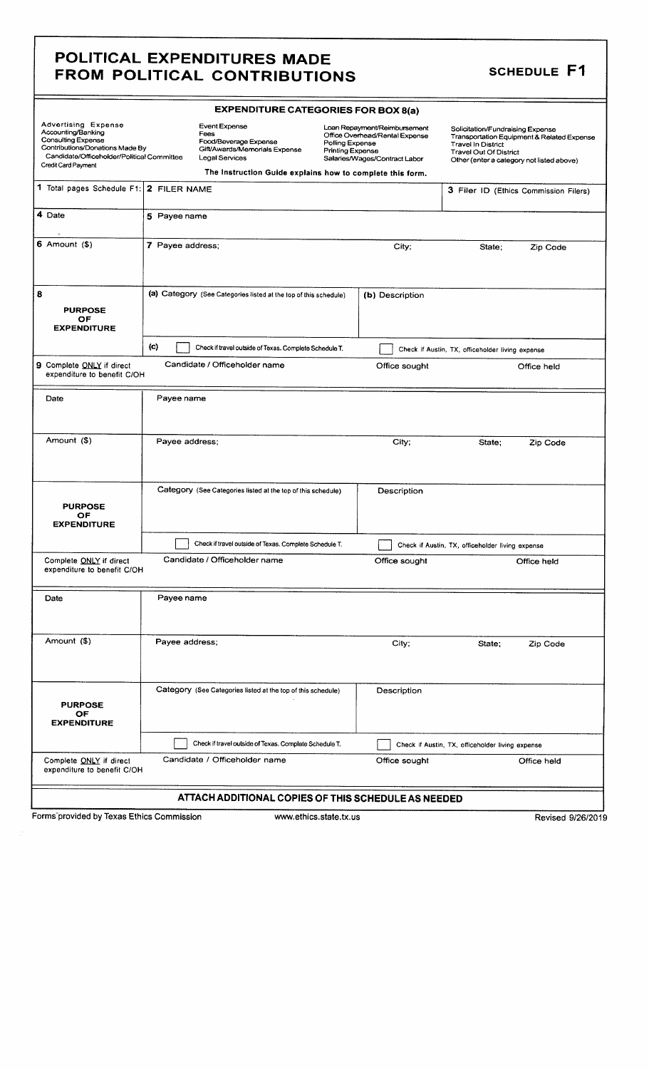# POLITICAL EXPENDITURES MADE FROM POLITICAL CONTRIBUTIONS

## SCHEDULE F1

### EXPENDITURE CATEGORIES FOR BOX 8(a)

| | | | |
|---|---|---|---|
| Advertising Expense | Event Expense | Loan Repayment/Reimbursement | Solicitation/Fundraising Expense |
| Accounting/Banking | Fees | Office Overhead/Rental Expense | Transportation Equipment & Related Expense |
| Consulting Expense | Food/Beverage Expense | Polling Expense | Travel In District |
| Contributions/Donations Made By Candidate/Officeholder/Political Committee | Gift/Awards/Memorials Expense | Printing Expense | Travel Out Of District |
| Credit Card Payment | Legal Services | Salaries/Wages/Contract Labor | Other (enter a category not listed above) |

The Instruction Guide explains how to complete this form.

| | | | | |
|---|---|---|---|---|
| **1** Total pages Schedule F1: | **2** FILER NAME | | **3** Filer ID (Ethics Commission Filers) | |
| **4** Date | **5** Payee name | | | |
| **6** Amount ($) | **7** Payee address; | City; | State; | Zip Code |
| **8** PURPOSE OF EXPENDITURE | **(a)** Category (See Categories listed at the top of this schedule) | **(b)** Description | | |
| | **(c)** ☐ Check if travel outside of Texas. Complete Schedule T. | ☐ Check if Austin, TX, officeholder living expense | | |
| **9** Complete ONLY if direct expenditure to benefit C/OH | Candidate / Officeholder name | Office sought | Office held | |

| | | | | |
|---|---|---|---|---|
| Date | Payee name | | | |
| Amount ($) | Payee address; | City; | State; | Zip Code |
| PURPOSE OF EXPENDITURE | Category (See Categories listed at the top of this schedule) | Description | | |
| | ☐ Check if travel outside of Texas. Complete Schedule T. | ☐ Check if Austin, TX, officeholder living expense | | |
| Complete ONLY if direct expenditure to benefit C/OH | Candidate / Officeholder name | Office sought | Office held | |

| | | | | |
|---|---|---|---|---|
| Date | Payee name | | | |
| Amount ($) | Payee address; | City; | State; | Zip Code |
| PURPOSE OF EXPENDITURE | Category (See Categories listed at the top of this schedule) | Description | | |
| | ☐ Check if travel outside of Texas. Complete Schedule T. | ☐ Check if Austin, TX, officeholder living expense | | |
| Complete ONLY if direct expenditure to benefit C/OH | Candidate / Officeholder name | Office sought | Office held | |

**ATTACH ADDITIONAL COPIES OF THIS SCHEDULE AS NEEDED**

Forms provided by Texas Ethics Commission www.ethics.state.tx.us Revised 9/26/2019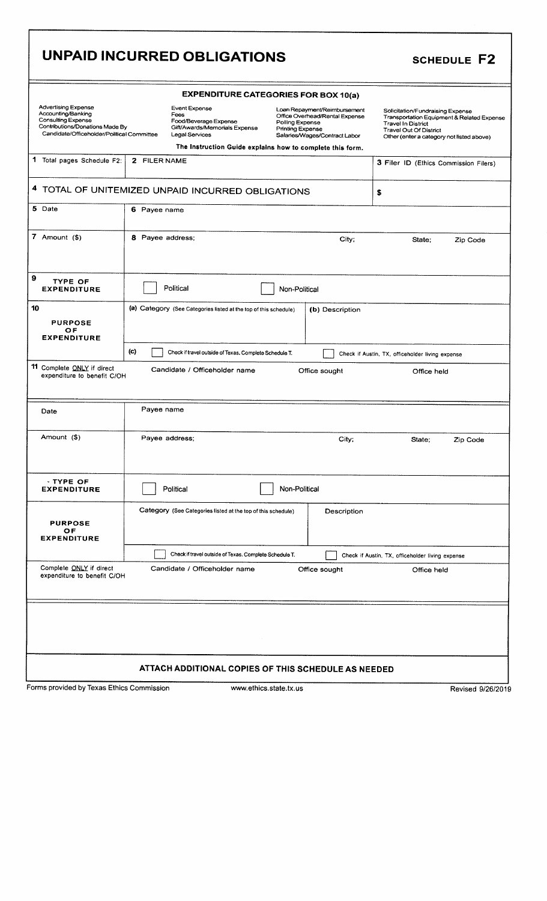# UNPAID INCURRED OBLIGATIONS

## SCHEDULE F2

### EXPENDITURE CATEGORIES FOR BOX 10(a)

| | | | |
|---|---|---|---|
| Advertising Expense | Event Expense | Loan Repayment/Reimbursement | Solicitation/Fundraising Expense |
| Accounting/Banking | Fees | Office Overhead/Rental Expense | Transportation Equipment & Related Expense |
| Consulting Expense | Food/Beverage Expense | Polling Expense | Travel In District |
| Contributions/Donations Made By Candidate/Officeholder/Political Committee | Gift/Awards/Memorials Expense | Printing Expense | Travel Out Of District |
| | Legal Services | Salaries/Wages/Contract Labor | Other (enter a category not listed above) |

**The Instruction Guide explains how to complete this form.**

| | | |
|---|---|---|
| 1 Total pages Schedule F2: | 2 FILER NAME | 3 Filer ID (Ethics Commission Filers) |
| 4 TOTAL OF UNITEMIZED UNPAID INCURRED OBLIGATIONS | | $ |

| | |
|---|---|
| 5 Date | 6 Payee name |
| 7 Amount ($) | 8 Payee address; City; State; Zip Code |
| 9 TYPE OF EXPENDITURE | ☐ Political ☐ Non-Political |
| 10 PURPOSE OF EXPENDITURE | (a) Category (See Categories listed at the top of this schedule) — (b) Description |
| | (c) ☐ Check if travel outside of Texas. Complete Schedule T. ☐ Check if Austin, TX, officeholder living expense |
| 11 Complete ONLY if direct expenditure to benefit C/OH | Candidate / Officeholder name — Office sought — Office held |

| | |
|---|---|
| Date | Payee name |
| Amount ($) | Payee address; City; State; Zip Code |
| TYPE OF EXPENDITURE | ☐ Political ☐ Non-Political |
| PURPOSE OF EXPENDITURE | Category (See Categories listed at the top of this schedule) — Description |
| | ☐ Check if travel outside of Texas. Complete Schedule T. ☐ Check if Austin, TX, officeholder living expense |
| Complete ONLY if direct expenditure to benefit C/OH | Candidate / Officeholder name — Office sought — Office held |

**ATTACH ADDITIONAL COPIES OF THIS SCHEDULE AS NEEDED**

Forms provided by Texas Ethics Commission www.ethics.state.tx.us Revised 9/26/2019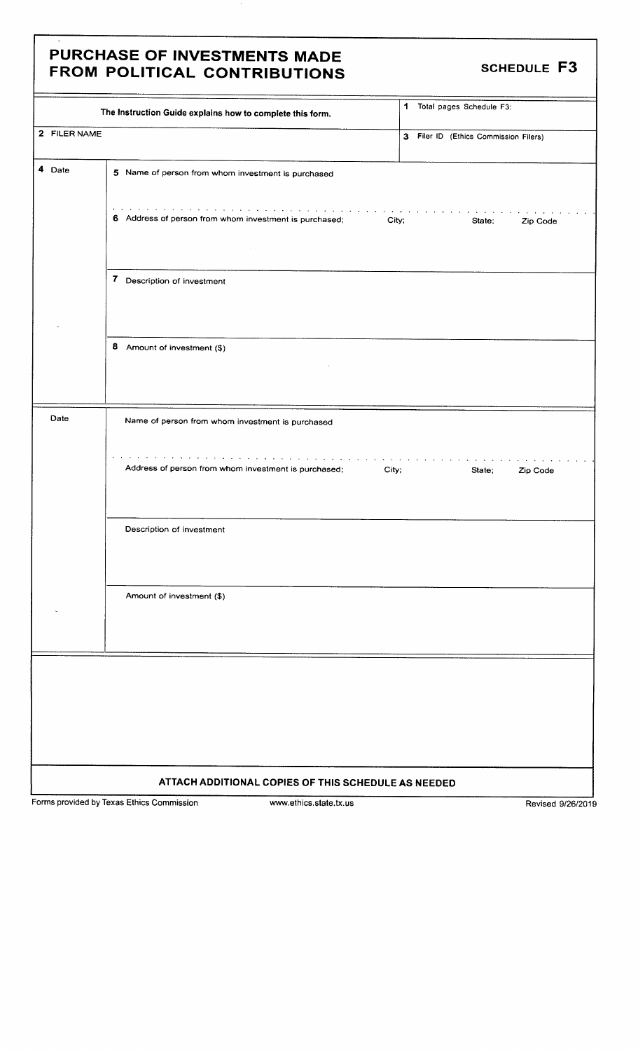# PURCHASE OF INVESTMENTS MADE FROM POLITICAL CONTRIBUTIONS

## SCHEDULE F3

| The Instruction Guide explains how to complete this form. | 1 Total pages Schedule F3: |
|---|---|
| 2 FILER NAME | 3 Filer ID (Ethics Commission Filers) |

| 4 Date | 5 Name of person from whom investment is purchased |
|---|---|
| | 6 Address of person from whom investment is purchased; City; State; Zip Code |
| | 7 Description of investment |
| | 8 Amount of investment ($) |

| Date | Name of person from whom investment is purchased |
|---|---|
| | Address of person from whom investment is purchased; City; State; Zip Code |
| | Description of investment |
| | Amount of investment ($) |

**ATTACH ADDITIONAL COPIES OF THIS SCHEDULE AS NEEDED**

Forms provided by Texas Ethics Commission www.ethics.state.tx.us Revised 9/26/2019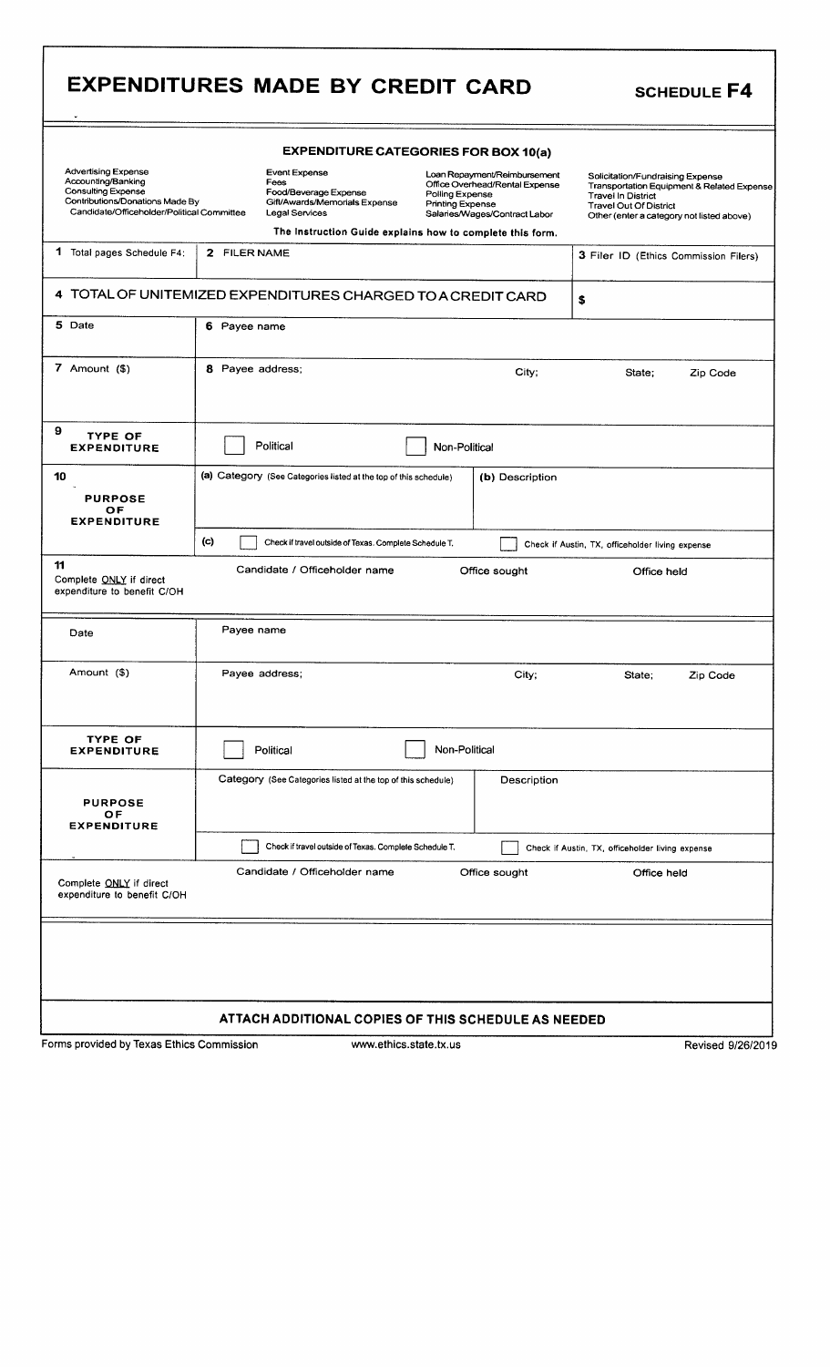# EXPENDITURES MADE BY CREDIT CARD

## SCHEDULE F4

### EXPENDITURE CATEGORIES FOR BOX 10(a)

| | | | |
|---|---|---|---|
| Advertising Expense | Event Expense | Loan Repayment/Reimbursement | Solicitation/Fundraising Expense |
| Accounting/Banking | Fees | Office Overhead/Rental Expense | Transportation Equipment & Related Expense |
| Consulting Expense | Food/Beverage Expense | Polling Expense | Travel In District |
| Contributions/Donations Made By Candidate/Officeholder/Political Committee | Gift/Awards/Memorials Expense | Printing Expense | Travel Out Of District |
| | Legal Services | Salaries/Wages/Contract Labor | Other (enter a category not listed above) |

The Instruction Guide explains how to complete this form.

| 1 Total pages Schedule F4: | 2 FILER NAME | 3 Filer ID (Ethics Commission Filers) |
|---|---|---|
| | | |

**4 TOTAL OF UNITEMIZED EXPENDITURES CHARGED TO A CREDIT CARD** $

| | | | | |
|---|---|---|---|---|
| 5 Date | 6 Payee name | | | |
| 7 Amount ($) | 8 Payee address; | City; | State; | Zip Code |
| 9 TYPE OF EXPENDITURE | ☐ Political | ☐ Non-Political | | |
| 10 PURPOSE OF EXPENDITURE | (a) Category (See Categories listed at the top of this schedule) | (b) Description | | |
| | (c) ☐ Check if travel outside of Texas. Complete Schedule T. | ☐ Check if Austin, TX, officeholder living expense | | |
| 11 Complete ONLY if direct expenditure to benefit C/OH | Candidate / Officeholder name | Office sought | Office held | |

| | | | | |
|---|---|---|---|---|
| Date | Payee name | | | |
| Amount ($) | Payee address; | City; | State; | Zip Code |
| TYPE OF EXPENDITURE | ☐ Political | ☐ Non-Political | | |
| PURPOSE OF EXPENDITURE | Category (See Categories listed at the top of this schedule) | Description | | |
| | ☐ Check if travel outside of Texas. Complete Schedule T. | ☐ Check if Austin, TX, officeholder living expense | | |
| Complete ONLY if direct expenditure to benefit C/OH | Candidate / Officeholder name | Office sought | Office held | |

**ATTACH ADDITIONAL COPIES OF THIS SCHEDULE AS NEEDED**

Forms provided by Texas Ethics Commission www.ethics.state.tx.us Revised 9/26/2019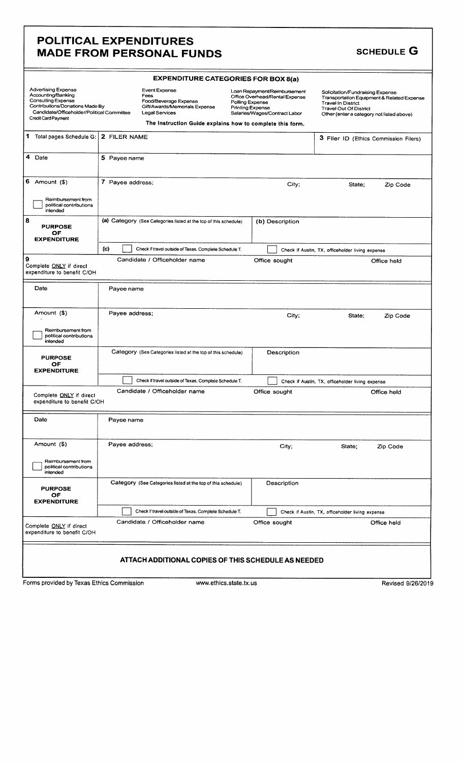# POLITICAL EXPENDITURES MADE FROM PERSONAL FUNDS

## SCHEDULE G

### EXPENDITURE CATEGORIES FOR BOX 8(a)

| | | | |
|---|---|---|---|
| Advertising Expense | Event Expense | Loan Repayment/Reimbursement | Solicitation/Fundraising Expense |
| Accounting/Banking | Fees | Office Overhead/Rental Expense | Transportation Equipment & Related Expense |
| Consulting Expense | Food/Beverage Expense | Polling Expense | Travel In District |
| Contributions/Donations Made By Candidate/Officeholder/Political Committee | Gift/Awards/Memorials Expense | Printing Expense | Travel Out Of District |
| Credit Card Payment | Legal Services | Salaries/Wages/Contract Labor | Other (enter a category not listed above) |

The Instruction Guide explains how to complete this form.

| | | | | |
|---|---|---|---|---|
| **1** Total pages Schedule G: | **2** FILER NAME | | | **3** Filer ID (Ethics Commission Filers) |
| **4** Date | **5** Payee name | | | |
| **6** Amount ($) <br> ☐ Reimbursement from political contributions intended | **7** Payee address; | City; | State; | Zip Code |
| **8** PURPOSE OF EXPENDITURE | (a) Category (See Categories listed at the top of this schedule) | (b) Description | | |
| | (c) ☐ Check if travel outside of Texas. Complete Schedule T. | ☐ Check if Austin, TX, officeholder living expense | | |
| **9** Complete ONLY if direct expenditure to benefit C/OH | Candidate / Officeholder name | Office sought | | Office held |

| | | | | |
|---|---|---|---|---|
| Date | Payee name | | | |
| Amount ($) <br> ☐ Reimbursement from political contributions intended | Payee address; | City; | State; | Zip Code |
| PURPOSE OF EXPENDITURE | Category (See Categories listed at the top of this schedule) | Description | | |
| | ☐ Check if travel outside of Texas. Complete Schedule T. | ☐ Check if Austin, TX, officeholder living expense | | |
| Complete ONLY if direct expenditure to benefit C/OH | Candidate / Officeholder name | Office sought | | Office held |

| | | | | |
|---|---|---|---|---|
| Date | Payee name | | | |
| Amount ($) <br> ☐ Reimbursement from political contributions intended | Payee address; | City; | State; | Zip Code |
| PURPOSE OF EXPENDITURE | Category (See Categories listed at the top of this schedule) | Description | | |
| | ☐ Check if travel outside of Texas. Complete Schedule T. | ☐ Check if Austin, TX, officeholder living expense | | |
| Complete ONLY if direct expenditure to benefit C/OH | Candidate / Officeholder name | Office sought | | Office held |

**ATTACH ADDITIONAL COPIES OF THIS SCHEDULE AS NEEDED**

Forms provided by Texas Ethics Commission | www.ethics.state.tx.us | Revised 9/26/2019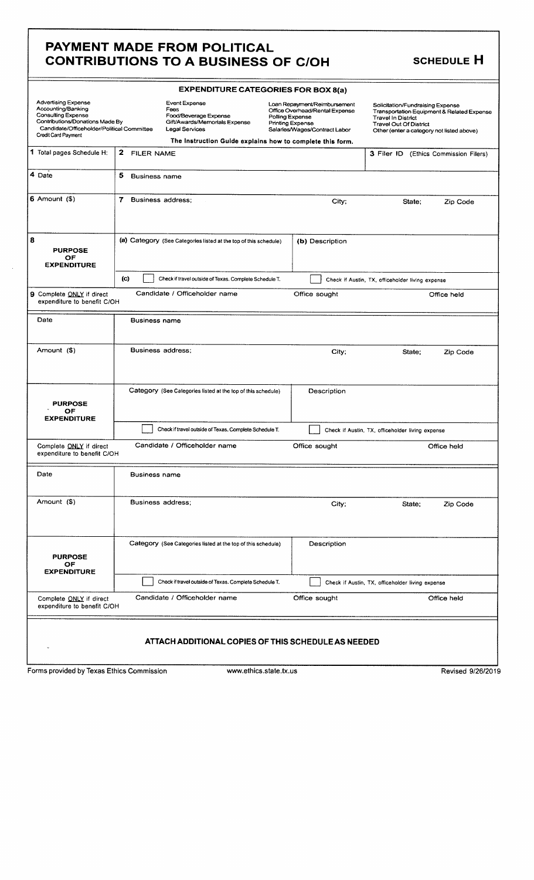# PAYMENT MADE FROM POLITICAL CONTRIBUTIONS TO A BUSINESS OF C/OH

## SCHEDULE H

### EXPENDITURE CATEGORIES FOR BOX 8(a)

| | | | |
|---|---|---|---|
| Advertising Expense | Event Expense | Loan Repayment/Reimbursement | Solicitation/Fundraising Expense |
| Accounting/Banking | Fees | Office Overhead/Rental Expense | Transportation Equipment & Related Expense |
| Consulting Expense | Food/Beverage Expense | Polling Expense | Travel In District |
| Contributions/Donations Made By Candidate/Officeholder/Political Committee | Gift/Awards/Memorials Expense | Printing Expense | Travel Out Of District |
| Credit Card Payment | Legal Services | Salaries/Wages/Contract Labor | Other (enter a category not listed above) |

The Instruction Guide explains how to complete this form.

| | | | | |
|---|---|---|---|---|
| 1 Total pages Schedule H: | 2 FILER NAME | | 3 Filer ID (Ethics Commission Filers) | |
| 4 Date | 5 Business name | | | |
| 6 Amount ($) | 7 Business address; | City; | State; | Zip Code |
| 8 PURPOSE OF EXPENDITURE | (a) Category (See Categories listed at the top of this schedule) | (b) Description | | |
| | (c) ☐ Check if travel outside of Texas. Complete Schedule T. | ☐ Check if Austin, TX, officeholder living expense | | |
| 9 Complete ONLY if direct expenditure to benefit C/OH | Candidate / Officeholder name | Office sought | Office held | |

| | | | | |
|---|---|---|---|---|
| Date | Business name | | | |
| Amount ($) | Business address; | City; | State; | Zip Code |
| PURPOSE OF EXPENDITURE | Category (See Categories listed at the top of this schedule) | Description | | |
| | ☐ Check if travel outside of Texas. Complete Schedule T. | ☐ Check if Austin, TX, officeholder living expense | | |
| Complete ONLY if direct expenditure to benefit C/OH | Candidate / Officeholder name | Office sought | Office held | |

| | | | | |
|---|---|---|---|---|
| Date | Business name | | | |
| Amount ($) | Business address; | City; | State; | Zip Code |
| PURPOSE OF EXPENDITURE | Category (See Categories listed at the top of this schedule) | Description | | |
| | ☐ Check if travel outside of Texas. Complete Schedule T. | ☐ Check if Austin, TX, officeholder living expense | | |
| Complete ONLY if direct expenditure to benefit C/OH | Candidate / Officeholder name | Office sought | Office held | |

### ATTACH ADDITIONAL COPIES OF THIS SCHEDULE AS NEEDED

Forms provided by Texas Ethics Commission www.ethics.state.tx.us Revised 9/26/2019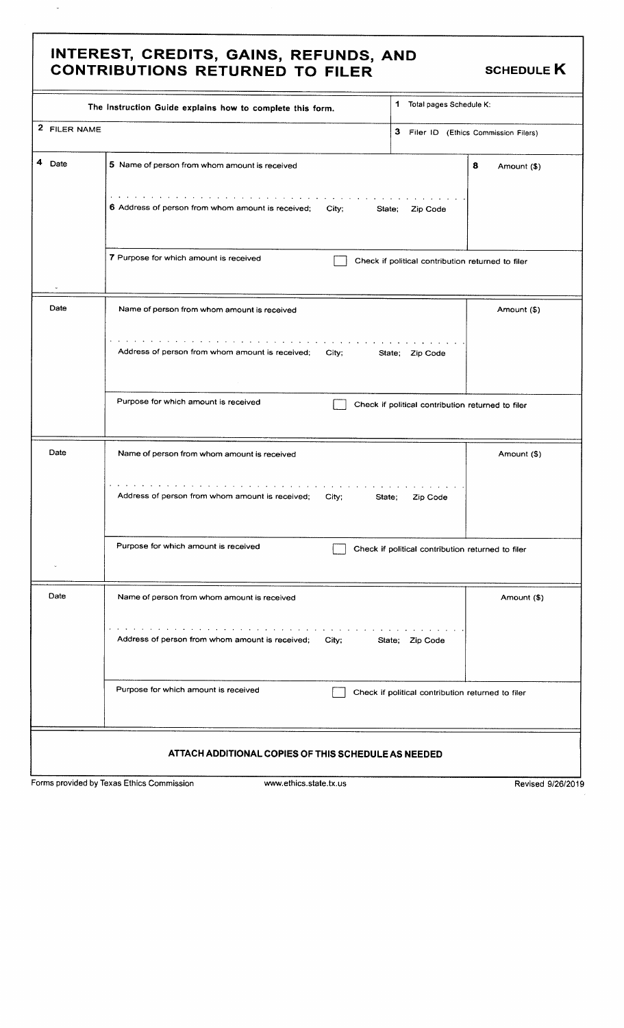# INTEREST, CREDITS, GAINS, REFUNDS, AND CONTRIBUTIONS RETURNED TO FILER

## SCHEDULE K

| The Instruction Guide explains how to complete this form. | | 1 Total pages Schedule K: |
|---|---|---|
| 2 FILER NAME | | 3 Filer ID (Ethics Commission Filers) |
| 4 Date | 5 Name of person from whom amount is received<br><br>6 Address of person from whom amount is received; City; State; Zip Code<br><br>7 Purpose for which amount is received ☐ Check if political contribution returned to filer | 8 Amount ($) |
| Date | Name of person from whom amount is received<br><br>Address of person from whom amount is received; City; State; Zip Code<br><br>Purpose for which amount is received ☐ Check if political contribution returned to filer | Amount ($) |
| Date | Name of person from whom amount is received<br><br>Address of person from whom amount is received; City; State; Zip Code<br><br>Purpose for which amount is received ☐ Check if political contribution returned to filer | Amount ($) |
| Date | Name of person from whom amount is received<br><br>Address of person from whom amount is received; City; State; Zip Code<br><br>Purpose for which amount is received ☐ Check if political contribution returned to filer | Amount ($) |

**ATTACH ADDITIONAL COPIES OF THIS SCHEDULE AS NEEDED**

Forms provided by Texas Ethics Commission www.ethics.state.tx.us Revised 9/26/2019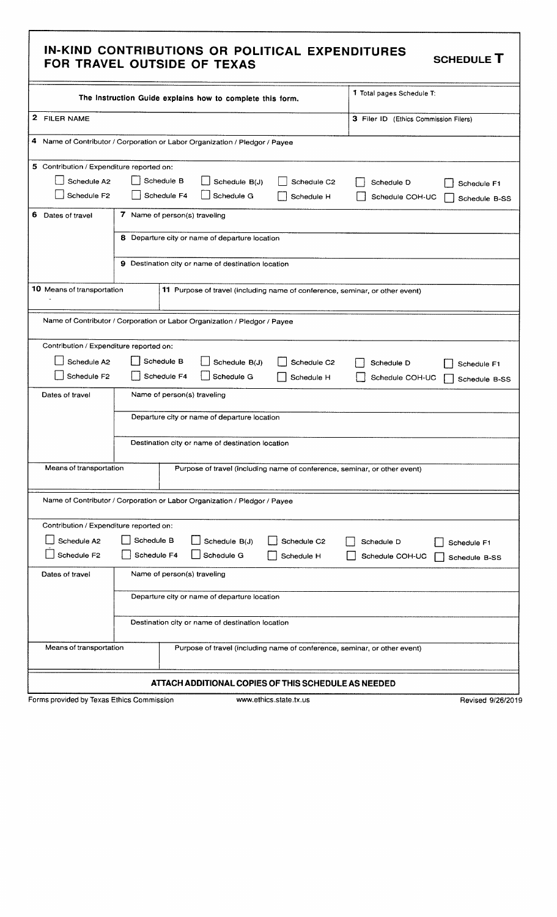# IN-KIND CONTRIBUTIONS OR POLITICAL EXPENDITURES FOR TRAVEL OUTSIDE OF TEXAS

## SCHEDULE T

| The Instruction Guide explains how to complete this form. | 1 Total pages Schedule T: |
|---|---|
| **2** FILER NAME | **3** Filer ID (Ethics Commission Filers) |

**4** Name of Contributor / Corporation or Labor Organization / Pledgor / Payee

**5** Contribution / Expenditure reported on:

- [ ] Schedule A2
- [ ] Schedule B
- [ ] Schedule B(J)
- [ ] Schedule C2
- [ ] Schedule D
- [ ] Schedule F1
- [ ] Schedule F2
- [ ] Schedule F4
- [ ] Schedule G
- [ ] Schedule H
- [ ] Schedule COH-UC
- [ ] Schedule B-SS

| **6** Dates of travel | **7** Name of person(s) traveling |
|---|---|
| | **8** Departure city or name of departure location |
| | **9** Destination city or name of destination location |
| **10** Means of transportation | **11** Purpose of travel (including name of conference, seminar, or other event) |

---

Name of Contributor / Corporation or Labor Organization / Pledgor / Payee

Contribution / Expenditure reported on:

- [ ] Schedule A2
- [ ] Schedule B
- [ ] Schedule B(J)
- [ ] Schedule C2
- [ ] Schedule D
- [ ] Schedule F1
- [ ] Schedule F2
- [ ] Schedule F4
- [ ] Schedule G
- [ ] Schedule H
- [ ] Schedule COH-UC
- [ ] Schedule B-SS

| Dates of travel | Name of person(s) traveling |
|---|---|
| | Departure city or name of departure location |
| | Destination city or name of destination location |
| Means of transportation | Purpose of travel (including name of conference, seminar, or other event) |

---

Name of Contributor / Corporation or Labor Organization / Pledgor / Payee

Contribution / Expenditure reported on:

- [ ] Schedule A2
- [ ] Schedule B
- [ ] Schedule B(J)
- [ ] Schedule C2
- [ ] Schedule D
- [ ] Schedule F1
- [ ] Schedule F2
- [ ] Schedule F4
- [ ] Schedule G
- [ ] Schedule H
- [ ] Schedule COH-UC
- [ ] Schedule B-SS

| Dates of travel | Name of person(s) traveling |
|---|---|
| | Departure city or name of departure location |
| | Destination city or name of destination location |
| Means of transportation | Purpose of travel (including name of conference, seminar, or other event) |

**ATTACH ADDITIONAL COPIES OF THIS SCHEDULE AS NEEDED**

Forms provided by Texas Ethics Commission www.ethics.state.tx.us Revised 9/26/2019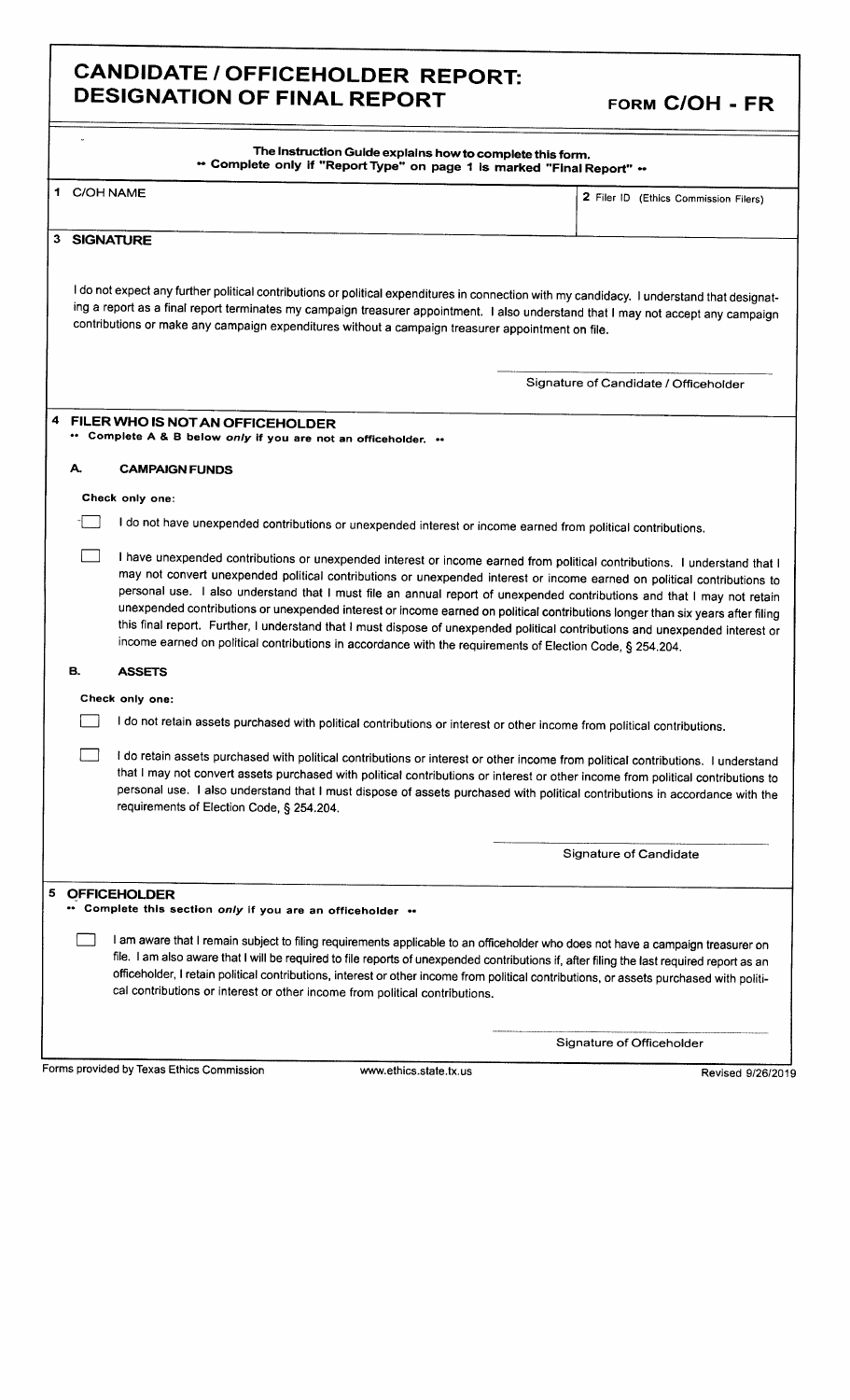# CANDIDATE / OFFICEHOLDER REPORT: DESIGNATION OF FINAL REPORT

**FORM C/OH - FR**

**The Instruction Guide explains how to complete this form.**
**•• Complete only if "Report Type" on page 1 is marked "Final Report" ••**

| 1 C/OH NAME | 2 Filer ID (Ethics Commission Filers) |
|---|---|
| | |

## 3 SIGNATURE

I do not expect any further political contributions or political expenditures in connection with my candidacy. I understand that designating a report as a final report terminates my campaign treasurer appointment. I also understand that I may not accept any campaign contributions or make any campaign expenditures without a campaign treasurer appointment on file.

Signature of Candidate / Officeholder

## 4 FILER WHO IS NOT AN OFFICEHOLDER

•• Complete A & B below *only* if you are not an officeholder. ••

### A. CAMPAIGN FUNDS

Check only one:

☐ I do not have unexpended contributions or unexpended interest or income earned from political contributions.

☐ I have unexpended contributions or unexpended interest or income earned from political contributions. I understand that I may not convert unexpended political contributions or unexpended interest or income earned on political contributions to personal use. I also understand that I must file an annual report of unexpended contributions and that I may not retain unexpended contributions or unexpended interest or income earned on political contributions longer than six years after filing this final report. Further, I understand that I must dispose of unexpended political contributions and unexpended interest or income earned on political contributions in accordance with the requirements of Election Code, § 254.204.

### B. ASSETS

Check only one:

☐ I do not retain assets purchased with political contributions or interest or other income from political contributions.

☐ I do retain assets purchased with political contributions or interest or other income from political contributions. I understand that I may not convert assets purchased with political contributions or interest or other income from political contributions to personal use. I also understand that I must dispose of assets purchased with political contributions in accordance with the requirements of Election Code, § 254.204.

Signature of Candidate

## 5 OFFICEHOLDER

•• Complete this section *only* if you are an officeholder ••

☐ I am aware that I remain subject to filing requirements applicable to an officeholder who does not have a campaign treasurer on file. I am also aware that I will be required to file reports of unexpended contributions if, after filing the last required report as an officeholder, I retain political contributions, interest or other income from political contributions, or assets purchased with political contributions or interest or other income from political contributions.

Signature of Officeholder

Forms provided by Texas Ethics Commission www.ethics.state.tx.us Revised 9/26/2019